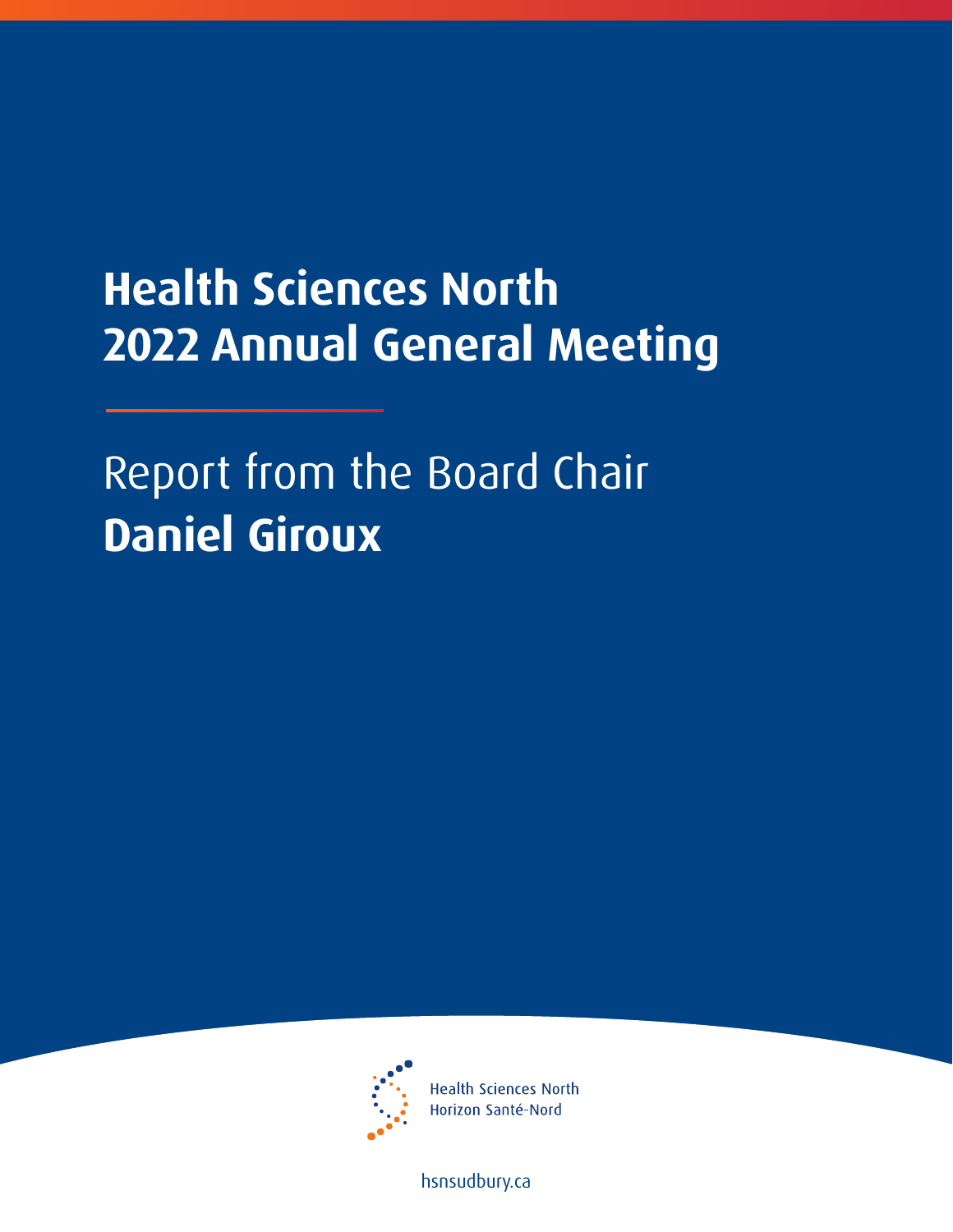# Health Sciences North
# 2022 Annual General Meeting

## Report from the Board Chair
## **Daniel Giroux**

Health Sciences North
Horizon Santé-Nord

hsnsudbury.ca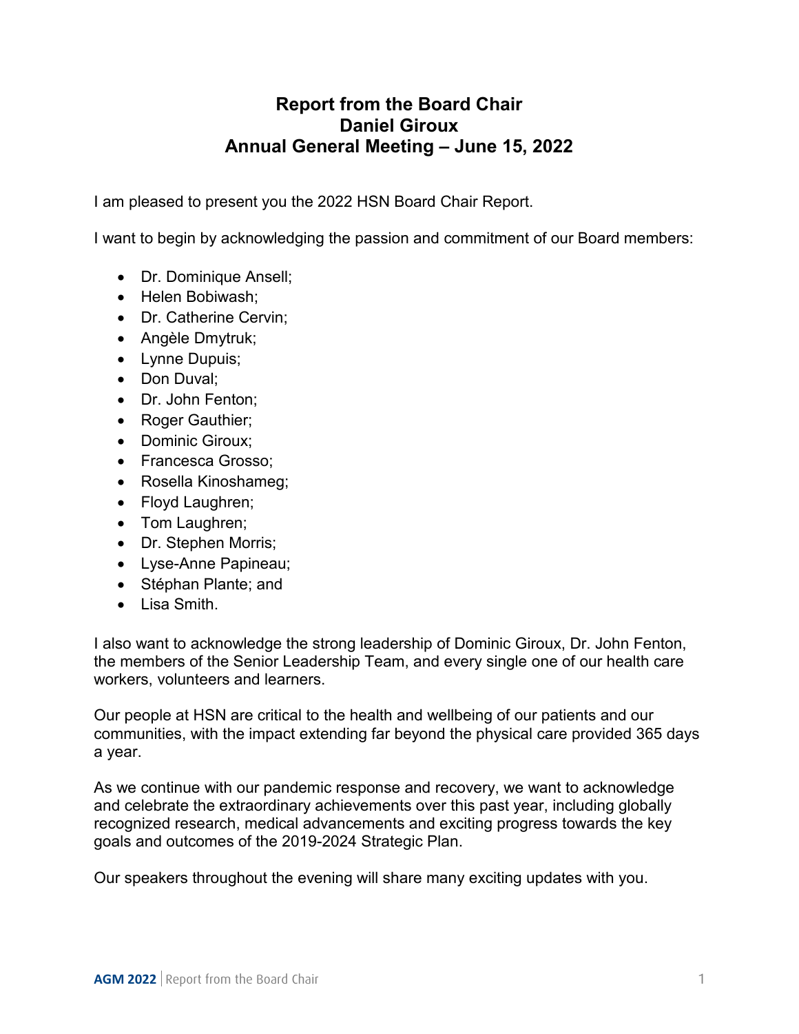# Report from the Board Chair
# Daniel Giroux
# Annual General Meeting – June 15, 2022

I am pleased to present you the 2022 HSN Board Chair Report.

I want to begin by acknowledging the passion and commitment of our Board members:

- Dr. Dominique Ansell;
- Helen Bobiwash;
- Dr. Catherine Cervin;
- Angèle Dmytruk;
- Lynne Dupuis;
- Don Duval;
- Dr. John Fenton;
- Roger Gauthier;
- Dominic Giroux;
- Francesca Grosso;
- Rosella Kinoshameg;
- Floyd Laughren;
- Tom Laughren;
- Dr. Stephen Morris;
- Lyse-Anne Papineau;
- Stéphan Plante; and
- Lisa Smith.

I also want to acknowledge the strong leadership of Dominic Giroux, Dr. John Fenton, the members of the Senior Leadership Team, and every single one of our health care workers, volunteers and learners.

Our people at HSN are critical to the health and wellbeing of our patients and our communities, with the impact extending far beyond the physical care provided 365 days a year.

As we continue with our pandemic response and recovery, we want to acknowledge and celebrate the extraordinary achievements over this past year, including globally recognized research, medical advancements and exciting progress towards the key goals and outcomes of the 2019-2024 Strategic Plan.

Our speakers throughout the evening will share many exciting updates with you.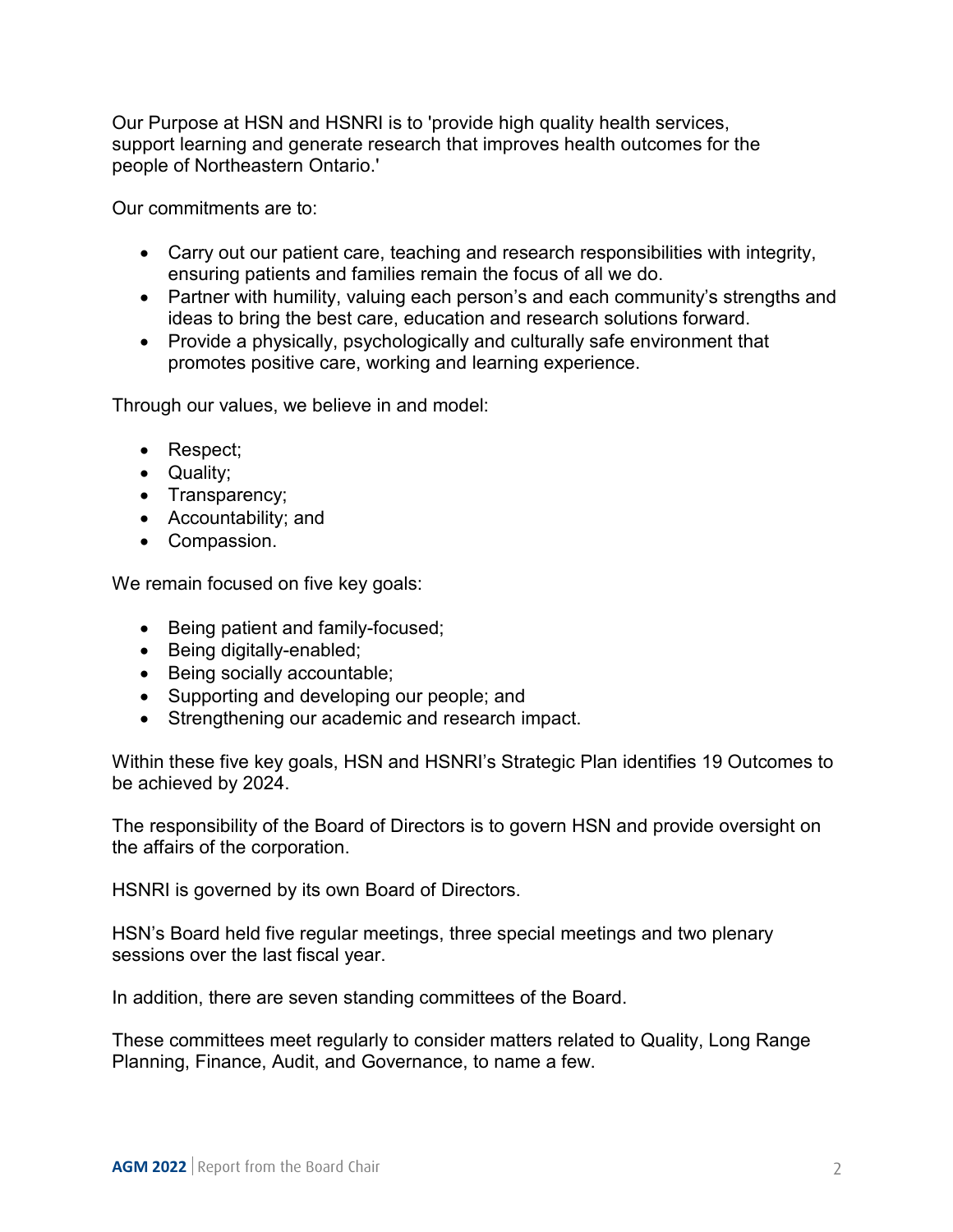Our Purpose at HSN and HSNRI is to 'provide high quality health services, support learning and generate research that improves health outcomes for the people of Northeastern Ontario.'

Our commitments are to:

- Carry out our patient care, teaching and research responsibilities with integrity, ensuring patients and families remain the focus of all we do.
- Partner with humility, valuing each person's and each community's strengths and ideas to bring the best care, education and research solutions forward.
- Provide a physically, psychologically and culturally safe environment that promotes positive care, working and learning experience.

Through our values, we believe in and model:

- Respect;
- Quality;
- Transparency;
- Accountability; and
- Compassion.

We remain focused on five key goals:

- Being patient and family-focused;
- Being digitally-enabled;
- Being socially accountable;
- Supporting and developing our people; and
- Strengthening our academic and research impact.

Within these five key goals, HSN and HSNRI's Strategic Plan identifies 19 Outcomes to be achieved by 2024.

The responsibility of the Board of Directors is to govern HSN and provide oversight on the affairs of the corporation.

HSNRI is governed by its own Board of Directors.

HSN's Board held five regular meetings, three special meetings and two plenary sessions over the last fiscal year.

In addition, there are seven standing committees of the Board.

These committees meet regularly to consider matters related to Quality, Long Range Planning, Finance, Audit, and Governance, to name a few.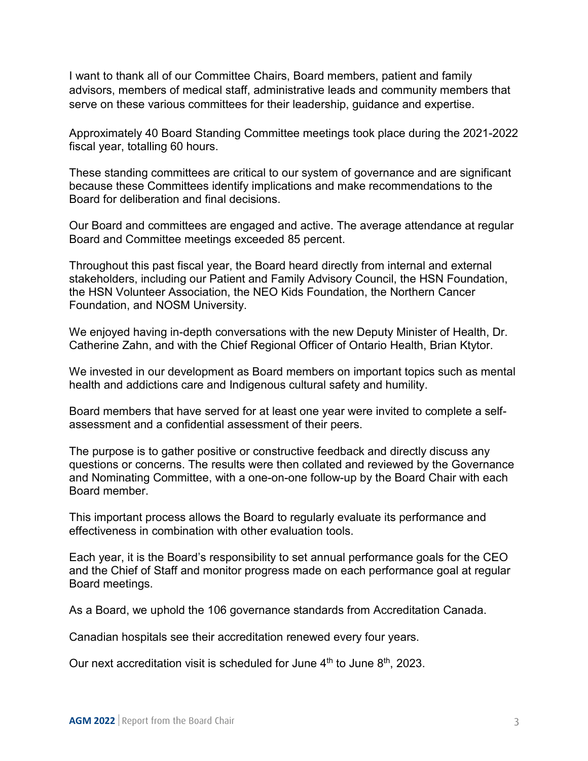I want to thank all of our Committee Chairs, Board members, patient and family advisors, members of medical staff, administrative leads and community members that serve on these various committees for their leadership, guidance and expertise.

Approximately 40 Board Standing Committee meetings took place during the 2021-2022 fiscal year, totalling 60 hours.

These standing committees are critical to our system of governance and are significant because these Committees identify implications and make recommendations to the Board for deliberation and final decisions.

Our Board and committees are engaged and active. The average attendance at regular Board and Committee meetings exceeded 85 percent.

Throughout this past fiscal year, the Board heard directly from internal and external stakeholders, including our Patient and Family Advisory Council, the HSN Foundation, the HSN Volunteer Association, the NEO Kids Foundation, the Northern Cancer Foundation, and NOSM University.

We enjoyed having in-depth conversations with the new Deputy Minister of Health, Dr. Catherine Zahn, and with the Chief Regional Officer of Ontario Health, Brian Ktytor.

We invested in our development as Board members on important topics such as mental health and addictions care and Indigenous cultural safety and humility.

Board members that have served for at least one year were invited to complete a self-assessment and a confidential assessment of their peers.

The purpose is to gather positive or constructive feedback and directly discuss any questions or concerns. The results were then collated and reviewed by the Governance and Nominating Committee, with a one-on-one follow-up by the Board Chair with each Board member.

This important process allows the Board to regularly evaluate its performance and effectiveness in combination with other evaluation tools.

Each year, it is the Board's responsibility to set annual performance goals for the CEO and the Chief of Staff and monitor progress made on each performance goal at regular Board meetings.

As a Board, we uphold the 106 governance standards from Accreditation Canada.

Canadian hospitals see their accreditation renewed every four years.

Our next accreditation visit is scheduled for June 4th to June 8th, 2023.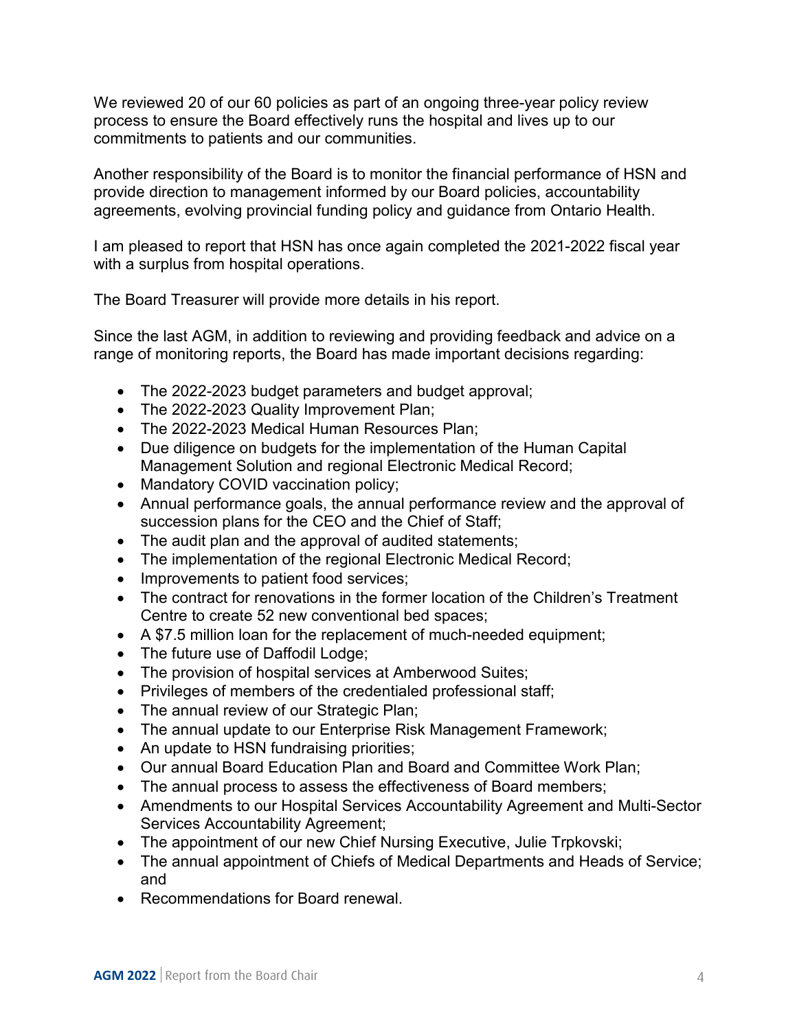We reviewed 20 of our 60 policies as part of an ongoing three-year policy review process to ensure the Board effectively runs the hospital and lives up to our commitments to patients and our communities.

Another responsibility of the Board is to monitor the financial performance of HSN and provide direction to management informed by our Board policies, accountability agreements, evolving provincial funding policy and guidance from Ontario Health.

I am pleased to report that HSN has once again completed the 2021-2022 fiscal year with a surplus from hospital operations.

The Board Treasurer will provide more details in his report.

Since the last AGM, in addition to reviewing and providing feedback and advice on a range of monitoring reports, the Board has made important decisions regarding:

- The 2022-2023 budget parameters and budget approval;
- The 2022-2023 Quality Improvement Plan;
- The 2022-2023 Medical Human Resources Plan;
- Due diligence on budgets for the implementation of the Human Capital Management Solution and regional Electronic Medical Record;
- Mandatory COVID vaccination policy;
- Annual performance goals, the annual performance review and the approval of succession plans for the CEO and the Chief of Staff;
- The audit plan and the approval of audited statements;
- The implementation of the regional Electronic Medical Record;
- Improvements to patient food services;
- The contract for renovations in the former location of the Children's Treatment Centre to create 52 new conventional bed spaces;
- A $7.5 million loan for the replacement of much-needed equipment;
- The future use of Daffodil Lodge;
- The provision of hospital services at Amberwood Suites;
- Privileges of members of the credentialed professional staff;
- The annual review of our Strategic Plan;
- The annual update to our Enterprise Risk Management Framework;
- An update to HSN fundraising priorities;
- Our annual Board Education Plan and Board and Committee Work Plan;
- The annual process to assess the effectiveness of Board members;
- Amendments to our Hospital Services Accountability Agreement and Multi-Sector Services Accountability Agreement;
- The appointment of our new Chief Nursing Executive, Julie Trpkovski;
- The annual appointment of Chiefs of Medical Departments and Heads of Service; and
- Recommendations for Board renewal.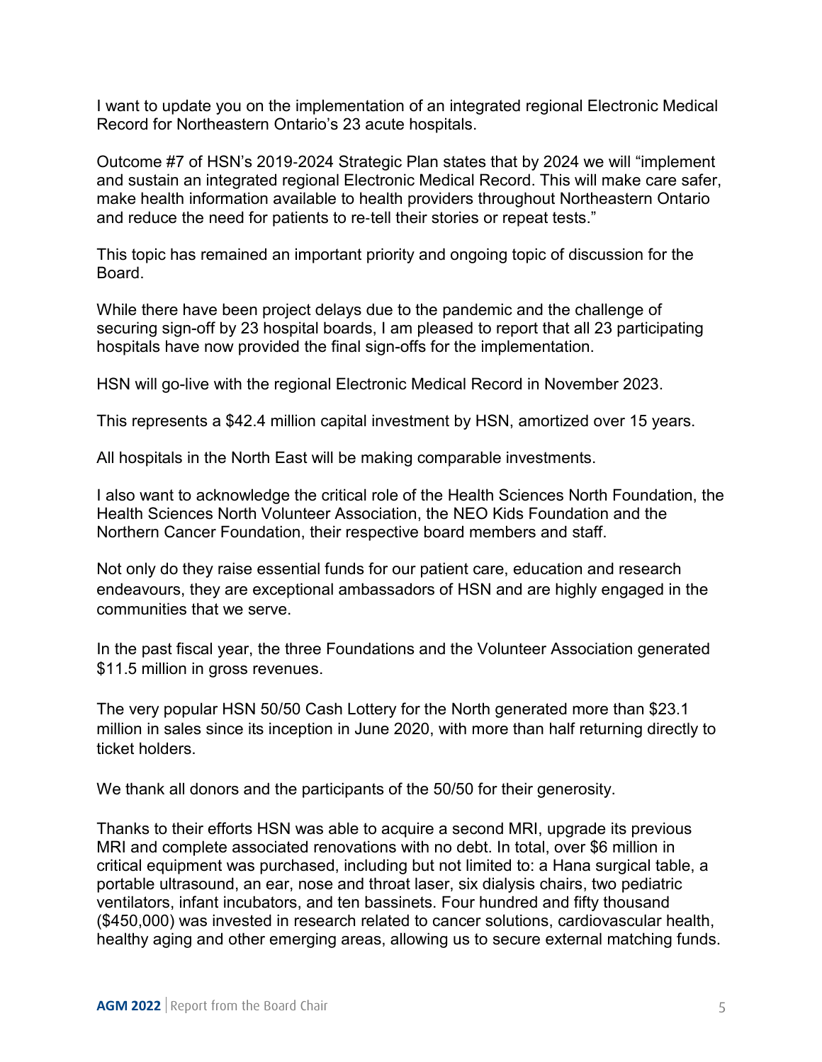I want to update you on the implementation of an integrated regional Electronic Medical Record for Northeastern Ontario's 23 acute hospitals.

Outcome #7 of HSN's 2019-2024 Strategic Plan states that by 2024 we will "implement and sustain an integrated regional Electronic Medical Record. This will make care safer, make health information available to health providers throughout Northeastern Ontario and reduce the need for patients to re-tell their stories or repeat tests."

This topic has remained an important priority and ongoing topic of discussion for the Board.

While there have been project delays due to the pandemic and the challenge of securing sign-off by 23 hospital boards, I am pleased to report that all 23 participating hospitals have now provided the final sign-offs for the implementation.

HSN will go-live with the regional Electronic Medical Record in November 2023.

This represents a $42.4 million capital investment by HSN, amortized over 15 years.

All hospitals in the North East will be making comparable investments.

I also want to acknowledge the critical role of the Health Sciences North Foundation, the Health Sciences North Volunteer Association, the NEO Kids Foundation and the Northern Cancer Foundation, their respective board members and staff.

Not only do they raise essential funds for our patient care, education and research endeavours, they are exceptional ambassadors of HSN and are highly engaged in the communities that we serve.

In the past fiscal year, the three Foundations and the Volunteer Association generated $11.5 million in gross revenues.

The very popular HSN 50/50 Cash Lottery for the North generated more than $23.1 million in sales since its inception in June 2020, with more than half returning directly to ticket holders.

We thank all donors and the participants of the 50/50 for their generosity.

Thanks to their efforts HSN was able to acquire a second MRI, upgrade its previous MRI and complete associated renovations with no debt. In total, over $6 million in critical equipment was purchased, including but not limited to: a Hana surgical table, a portable ultrasound, an ear, nose and throat laser, six dialysis chairs, two pediatric ventilators, infant incubators, and ten bassinets. Four hundred and fifty thousand ($450,000) was invested in research related to cancer solutions, cardiovascular health, healthy aging and other emerging areas, allowing us to secure external matching funds.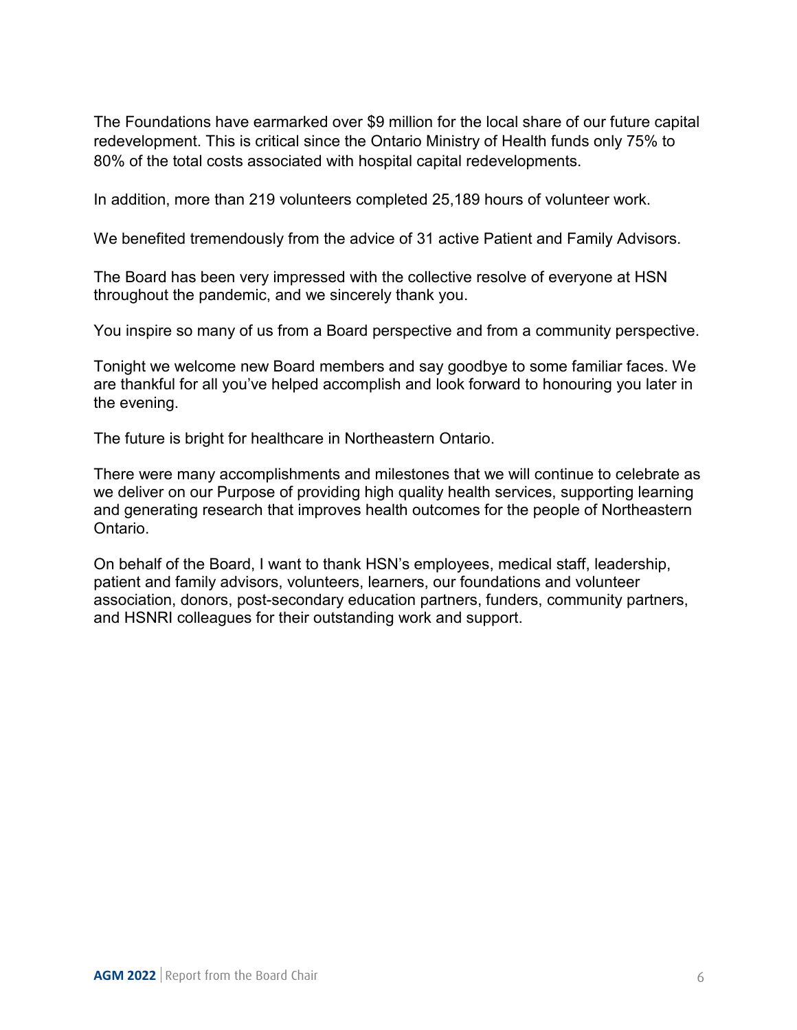The Foundations have earmarked over $9 million for the local share of our future capital redevelopment. This is critical since the Ontario Ministry of Health funds only 75% to 80% of the total costs associated with hospital capital redevelopments.

In addition, more than 219 volunteers completed 25,189 hours of volunteer work.

We benefited tremendously from the advice of 31 active Patient and Family Advisors.

The Board has been very impressed with the collective resolve of everyone at HSN throughout the pandemic, and we sincerely thank you.

You inspire so many of us from a Board perspective and from a community perspective.

Tonight we welcome new Board members and say goodbye to some familiar faces. We are thankful for all you've helped accomplish and look forward to honouring you later in the evening.

The future is bright for healthcare in Northeastern Ontario.

There were many accomplishments and milestones that we will continue to celebrate as we deliver on our Purpose of providing high quality health services, supporting learning and generating research that improves health outcomes for the people of Northeastern Ontario.

On behalf of the Board, I want to thank HSN's employees, medical staff, leadership, patient and family advisors, volunteers, learners, our foundations and volunteer association, donors, post-secondary education partners, funders, community partners, and HSNRI colleagues for their outstanding work and support.